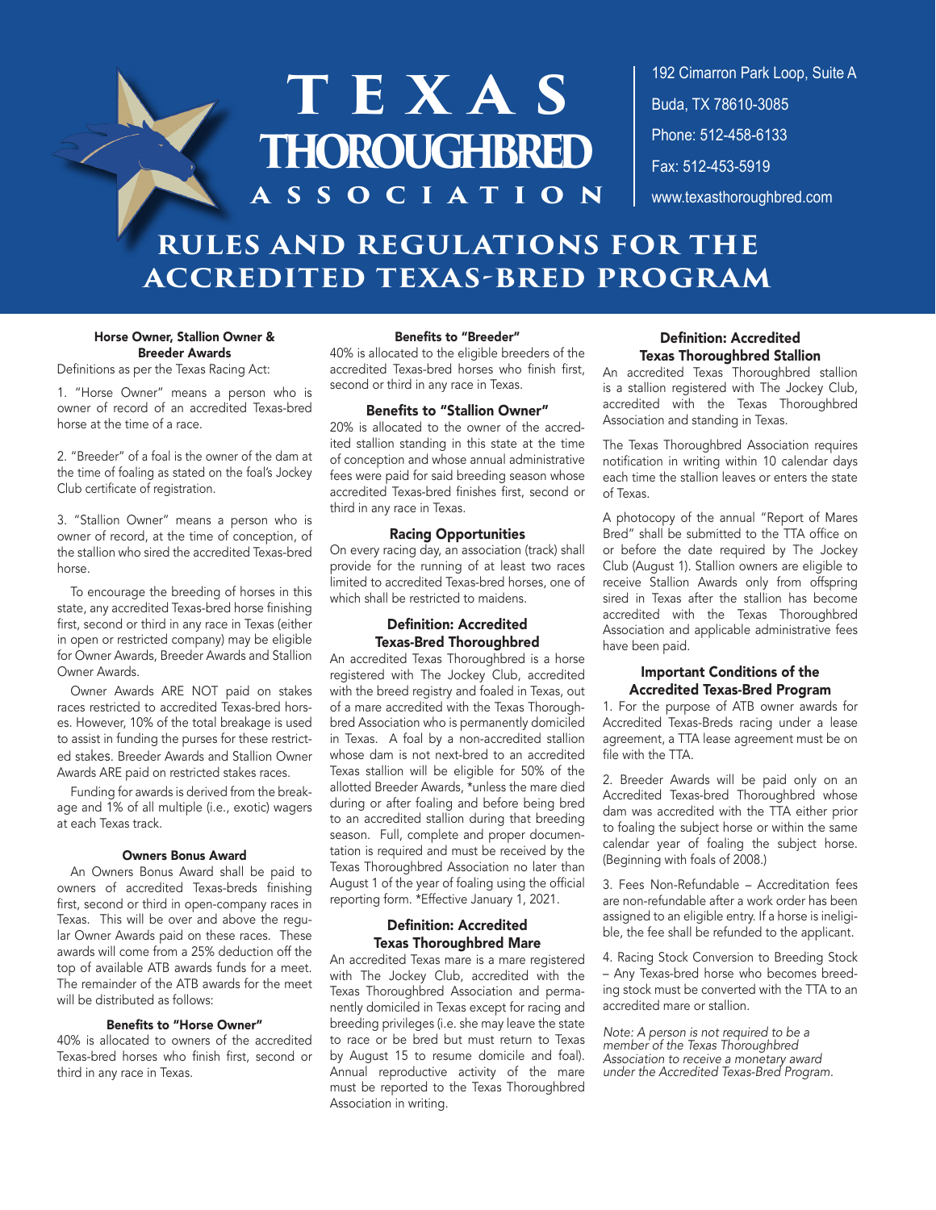# TEXAS THOROUGHBRED ASSOCIATION

192 Cimarron Park Loop, Suite A
Buda, TX 78610-3085
Phone: 512-458-6133
Fax: 512-453-5919
www.texasthoroughbred.com

# RULES AND REGULATIONS FOR THE ACCREDITED TEXAS-BRED PROGRAM

### Horse Owner, Stallion Owner & Breeder Awards

Definitions as per the Texas Racing Act:

1. "Horse Owner" means a person who is owner of record of an accredited Texas-bred horse at the time of a race.

2. "Breeder" of a foal is the owner of the dam at the time of foaling as stated on the foal's Jockey Club certificate of registration.

3. "Stallion Owner" means a person who is owner of record, at the time of conception, of the stallion who sired the accredited Texas-bred horse.

To encourage the breeding of horses in this state, any accredited Texas-bred horse finishing first, second or third in any race in Texas (either in open or restricted company) may be eligible for Owner Awards, Breeder Awards and Stallion Owner Awards.

Owner Awards ARE NOT paid on stakes races restricted to accredited Texas-bred horses. However, 10% of the total breakage is used to assist in funding the purses for these restricted stakes. Breeder Awards and Stallion Owner Awards ARE paid on restricted stakes races.

Funding for awards is derived from the breakage and 1% of all multiple (i.e., exotic) wagers at each Texas track.

### Owners Bonus Award

An Owners Bonus Award shall be paid to owners of accredited Texas-breds finishing first, second or third in open-company races in Texas. This will be over and above the regular Owner Awards paid on these races. These awards will come from a 25% deduction off the top of available ATB awards funds for a meet. The remainder of the ATB awards for the meet will be distributed as follows:

### Benefits to "Horse Owner"

40% is allocated to owners of the accredited Texas-bred horses who finish first, second or third in any race in Texas.

### Benefits to "Breeder"

40% is allocated to the eligible breeders of the accredited Texas-bred horses who finish first, second or third in any race in Texas.

### Benefits to "Stallion Owner"

20% is allocated to the owner of the accredited stallion standing in this state at the time of conception and whose annual administrative fees were paid for said breeding season whose accredited Texas-bred finishes first, second or third in any race in Texas.

### Racing Opportunities

On every racing day, an association (track) shall provide for the running of at least two races limited to accredited Texas-bred horses, one of which shall be restricted to maidens.

### Definition: Accredited Texas-Bred Thoroughbred

An accredited Texas Thoroughbred is a horse registered with The Jockey Club, accredited with the breed registry and foaled in Texas, out of a mare accredited with the Texas Thoroughbred Association who is permanently domiciled in Texas. A foal by a non-accredited stallion whose dam is not next-bred to an accredited Texas stallion will be eligible for 50% of the allotted Breeder Awards, *unless the mare died during or after foaling and before being bred to an accredited stallion during that breeding season. Full, complete and proper documentation is required and must be received by the Texas Thoroughbred Association no later than August 1 of the year of foaling using the official reporting form. *Effective January 1, 2021.

### Definition: Accredited Texas Thoroughbred Mare

An accredited Texas mare is a mare registered with The Jockey Club, accredited with the Texas Thoroughbred Association and permanently domiciled in Texas except for racing and breeding privileges (i.e. she may leave the state to race or be bred but must return to Texas by August 15 to resume domicile and foal). Annual reproductive activity of the mare must be reported to the Texas Thoroughbred Association in writing.

### Definition: Accredited Texas Thoroughbred Stallion

An accredited Texas Thoroughbred stallion is a stallion registered with The Jockey Club, accredited with the Texas Thoroughbred Association and standing in Texas.

The Texas Thoroughbred Association requires notification in writing within 10 calendar days each time the stallion leaves or enters the state of Texas.

A photocopy of the annual "Report of Mares Bred" shall be submitted to the TTA office on or before the date required by The Jockey Club (August 1). Stallion owners are eligible to receive Stallion Awards only from offspring sired in Texas after the stallion has become accredited with the Texas Thoroughbred Association and applicable administrative fees have been paid.

### Important Conditions of the Accredited Texas-Bred Program

1. For the purpose of ATB owner awards for Accredited Texas-Breds racing under a lease agreement, a TTA lease agreement must be on file with the TTA.

2. Breeder Awards will be paid only on an Accredited Texas-bred Thoroughbred whose dam was accredited with the TTA either prior to foaling the subject horse or within the same calendar year of foaling the subject horse. (Beginning with foals of 2008.)

3. Fees Non-Refundable – Accreditation fees are non-refundable after a work order has been assigned to an eligible entry. If a horse is ineligible, the fee shall be refunded to the applicant.

4. Racing Stock Conversion to Breeding Stock – Any Texas-bred horse who becomes breeding stock must be converted with the TTA to an accredited mare or stallion.

*Note: A person is not required to be a member of the Texas Thoroughbred Association to receive a monetary award under the Accredited Texas-Bred Program.*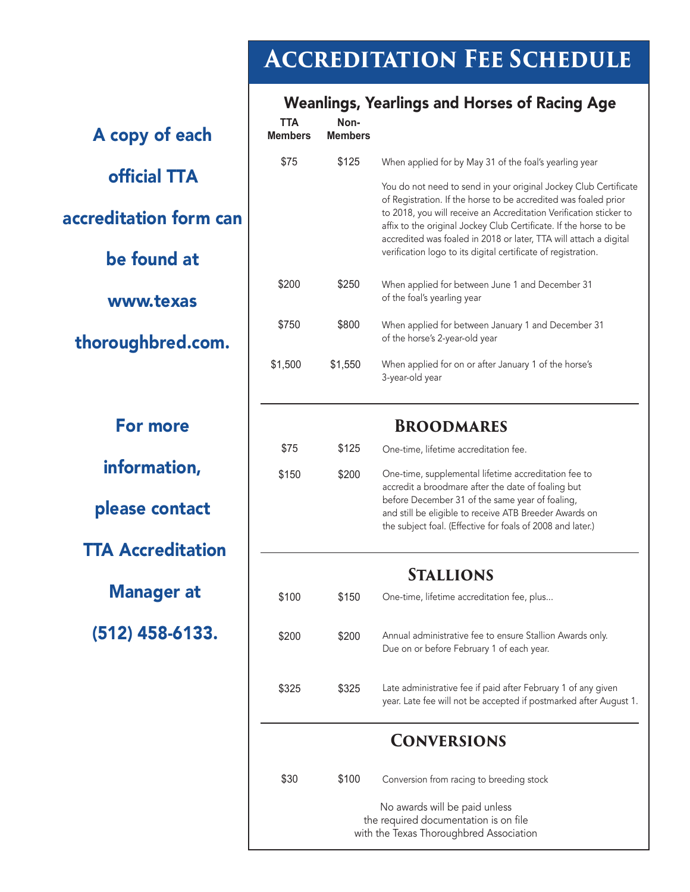A copy of each official TTA accreditation form can be found at www.texasthoroughbred.com.

For more information, please contact TTA Accreditation Manager at (512) 458-6133.

# Accreditation Fee Schedule

## Weanlings, Yearlings and Horses of Racing Age

| TTA Members | Non-Members | |
|---|---|---|
| $75 | $125 | When applied for by May 31 of the foal's yearling year |
| | | You do not need to send in your original Jockey Club Certificate of Registration. If the horse to be accredited was foaled prior to 2018, you will receive an Accreditation Verification sticker to affix to the original Jockey Club Certificate. If the horse to be accredited was foaled in 2018 or later, TTA will attach a digital verification logo to its digital certificate of registration. |
| $200 | $250 | When applied for between June 1 and December 31 of the foal's yearling year |
| $750 | $800 | When applied for between January 1 and December 31 of the horse's 2-year-old year |
| $1,500 | $1,550 | When applied for on or after January 1 of the horse's 3-year-old year |

## Broodmares

| TTA Members | Non-Members | |
|---|---|---|
| $75 | $125 | One-time, lifetime accreditation fee. |
| $150 | $200 | One-time, supplemental lifetime accreditation fee to accredit a broodmare after the date of foaling but before December 31 of the same year of foaling, and still be eligible to receive ATB Breeder Awards on the subject foal. (Effective for foals of 2008 and later.) |

## Stallions

| TTA Members | Non-Members | |
|---|---|---|
| $100 | $150 | One-time, lifetime accreditation fee, plus... |
| $200 | $200 | Annual administrative fee to ensure Stallion Awards only. Due on or before February 1 of each year. |
| $325 | $325 | Late administrative fee if paid after February 1 of any given year. Late fee will not be accepted if postmarked after August 1. |

## Conversions

| TTA Members | Non-Members | |
|---|---|---|
| $30 | $100 | Conversion from racing to breeding stock |

No awards will be paid unless the required documentation is on file with the Texas Thoroughbred Association